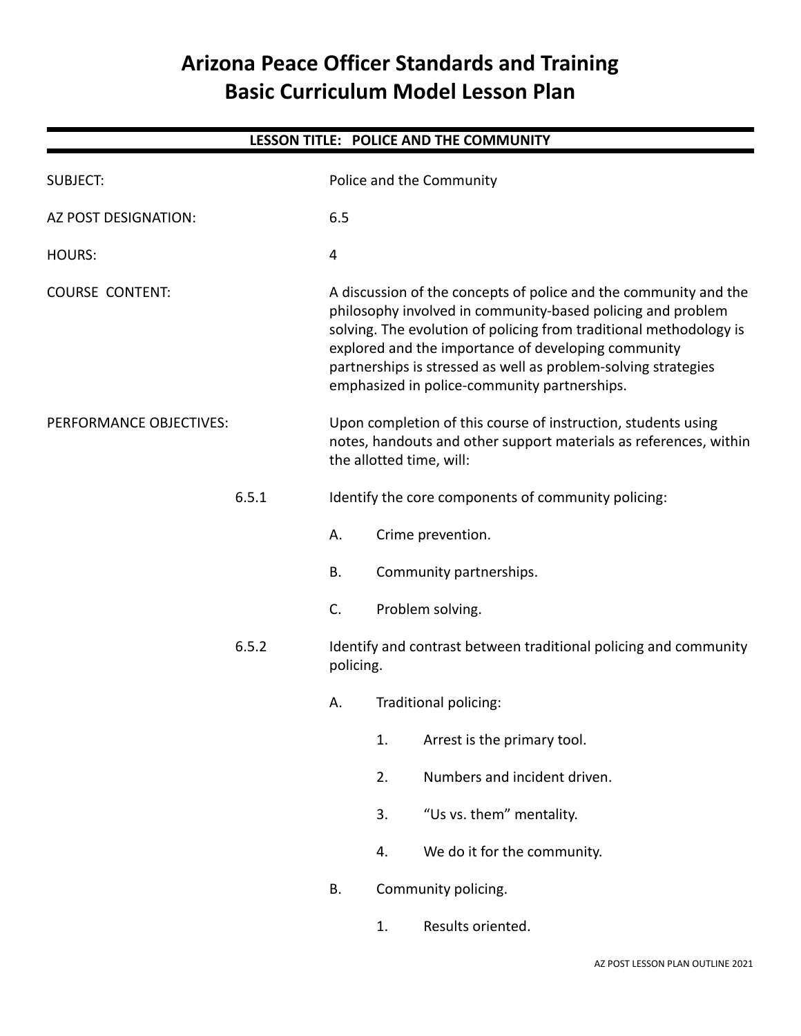# Arizona Peace Officer Standards and Training
# Basic Curriculum Model Lesson Plan

## LESSON TITLE: POLICE AND THE COMMUNITY

SUBJECT: Police and the Community

AZ POST DESIGNATION: 6.5

HOURS: 4

COURSE CONTENT: A discussion of the concepts of police and the community and the philosophy involved in community-based policing and problem solving. The evolution of policing from traditional methodology is explored and the importance of developing community partnerships is stressed as well as problem-solving strategies emphasized in police-community partnerships.

PERFORMANCE OBJECTIVES: Upon completion of this course of instruction, students using notes, handouts and other support materials as references, within the allotted time, will:

6.5.1 Identify the core components of community policing:

- A. Crime prevention.
- B. Community partnerships.
- C. Problem solving.

6.5.2 Identify and contrast between traditional policing and community policing.

- A. Traditional policing:
  1. Arrest is the primary tool.
  2. Numbers and incident driven.
  3. "Us vs. them" mentality.
  4. We do it for the community.
- B. Community policing.
  1. Results oriented.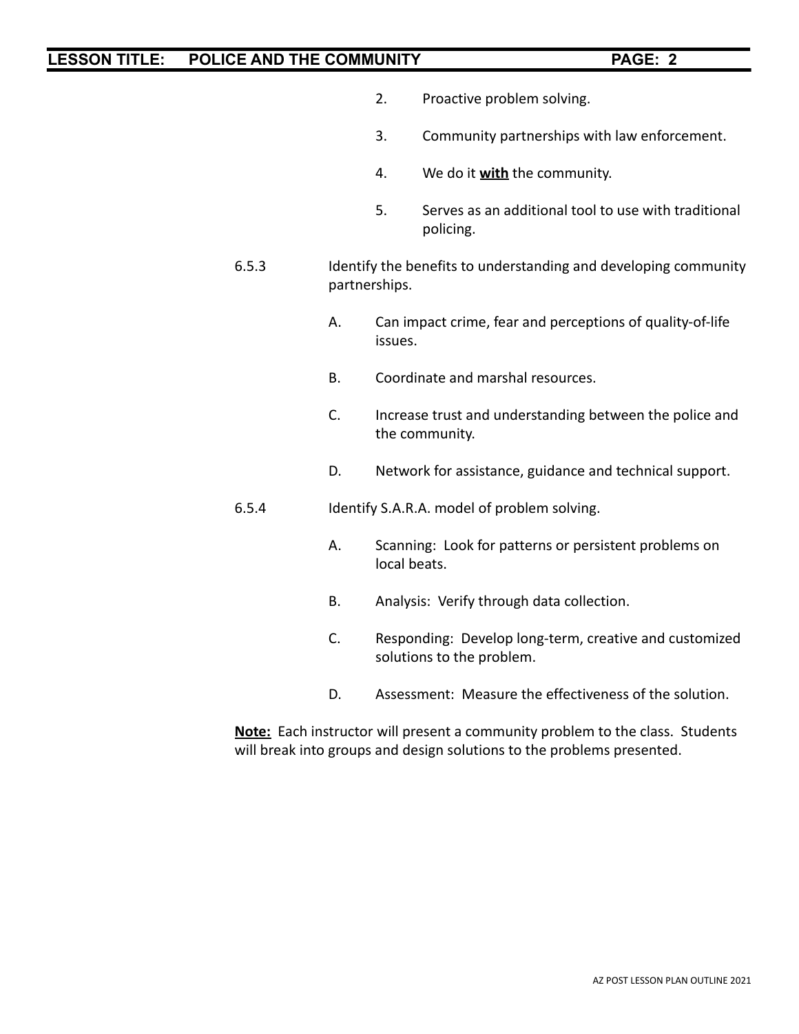2. Proactive problem solving.

3. Community partnerships with law enforcement.

4. We do it **with** the community.

5. Serves as an additional tool to use with traditional policing.

6.5.3 Identify the benefits to understanding and developing community partnerships.

A. Can impact crime, fear and perceptions of quality-of-life issues.

B. Coordinate and marshal resources.

C. Increase trust and understanding between the police and the community.

D. Network for assistance, guidance and technical support.

6.5.4 Identify S.A.R.A. model of problem solving.

A. Scanning: Look for patterns or persistent problems on local beats.

B. Analysis: Verify through data collection.

C. Responding: Develop long-term, creative and customized solutions to the problem.

D. Assessment: Measure the effectiveness of the solution.

**Note:** Each instructor will present a community problem to the class. Students will break into groups and design solutions to the problems presented.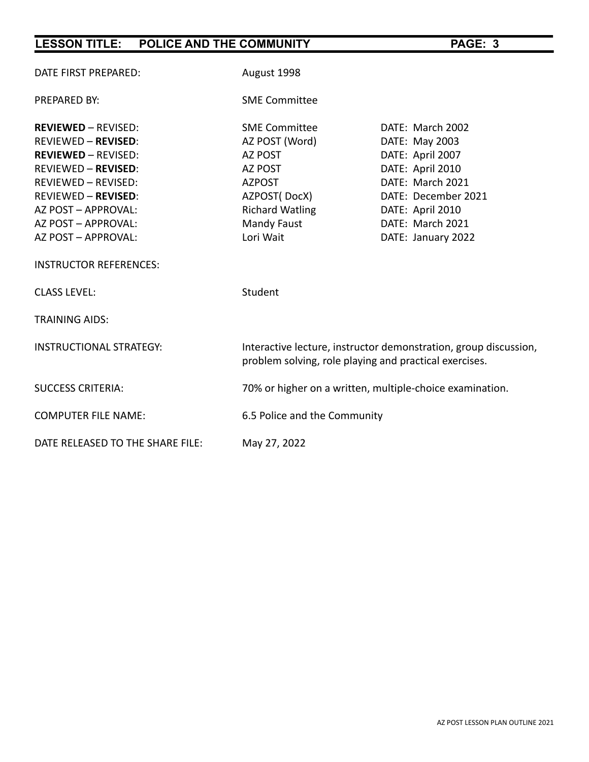DATE FIRST PREPARED: August 1998

PREPARED BY: SME Committee

| | | |
|---|---|---|
| **REVIEWED** – REVISED: | SME Committee | DATE: March 2002 |
| REVIEWED – **REVISED**: | AZ POST (Word) | DATE: May 2003 |
| **REVIEWED** – REVISED: | AZ POST | DATE: April 2007 |
| REVIEWED – **REVISED**: | AZ POST | DATE: April 2010 |
| REVIEWED – REVISED: | AZPOST | DATE: March 2021 |
| REVIEWED – **REVISED**: | AZPOST( DocX) | DATE: December 2021 |
| AZ POST – APPROVAL: | Richard Watling | DATE: April 2010 |
| AZ POST – APPROVAL: | Mandy Faust | DATE: March 2021 |
| AZ POST – APPROVAL: | Lori Wait | DATE: January 2022 |

INSTRUCTOR REFERENCES:

CLASS LEVEL: Student

TRAINING AIDS:

INSTRUCTIONAL STRATEGY: Interactive lecture, instructor demonstration, group discussion, problem solving, role playing and practical exercises.

SUCCESS CRITERIA: 70% or higher on a written, multiple-choice examination.

COMPUTER FILE NAME: 6.5 Police and the Community

DATE RELEASED TO THE SHARE FILE: May 27, 2022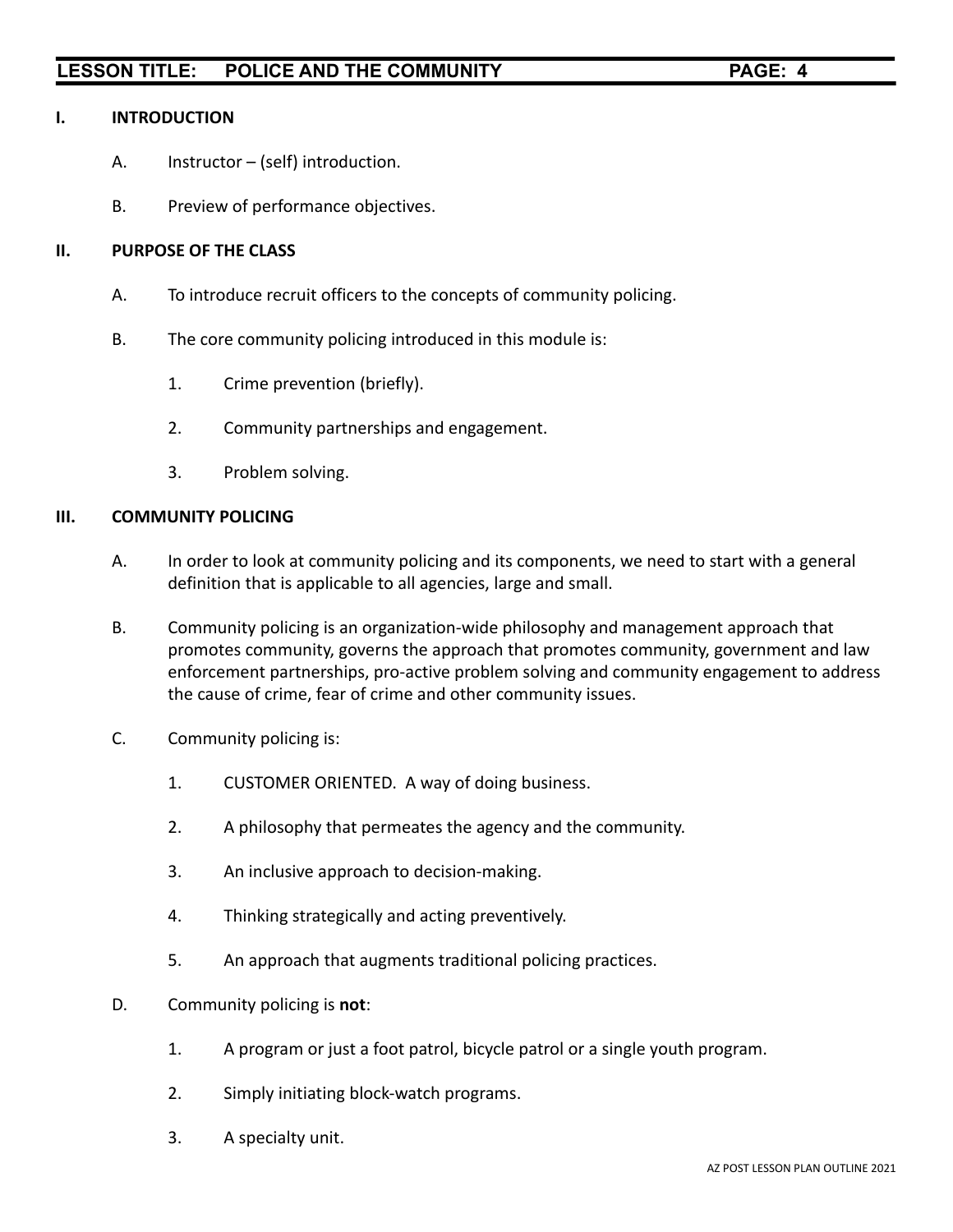## I. INTRODUCTION

A. Instructor – (self) introduction.

B. Preview of performance objectives.

## II. PURPOSE OF THE CLASS

A. To introduce recruit officers to the concepts of community policing.

B. The core community policing introduced in this module is:

1. Crime prevention (briefly).

2. Community partnerships and engagement.

3. Problem solving.

## III. COMMUNITY POLICING

A. In order to look at community policing and its components, we need to start with a general definition that is applicable to all agencies, large and small.

B. Community policing is an organization-wide philosophy and management approach that promotes community, governs the approach that promotes community, government and law enforcement partnerships, pro-active problem solving and community engagement to address the cause of crime, fear of crime and other community issues.

C. Community policing is:

1. CUSTOMER ORIENTED. A way of doing business.

2. A philosophy that permeates the agency and the community.

3. An inclusive approach to decision-making.

4. Thinking strategically and acting preventively.

5. An approach that augments traditional policing practices.

D. Community policing is **not**:

1. A program or just a foot patrol, bicycle patrol or a single youth program.

2. Simply initiating block-watch programs.

3. A specialty unit.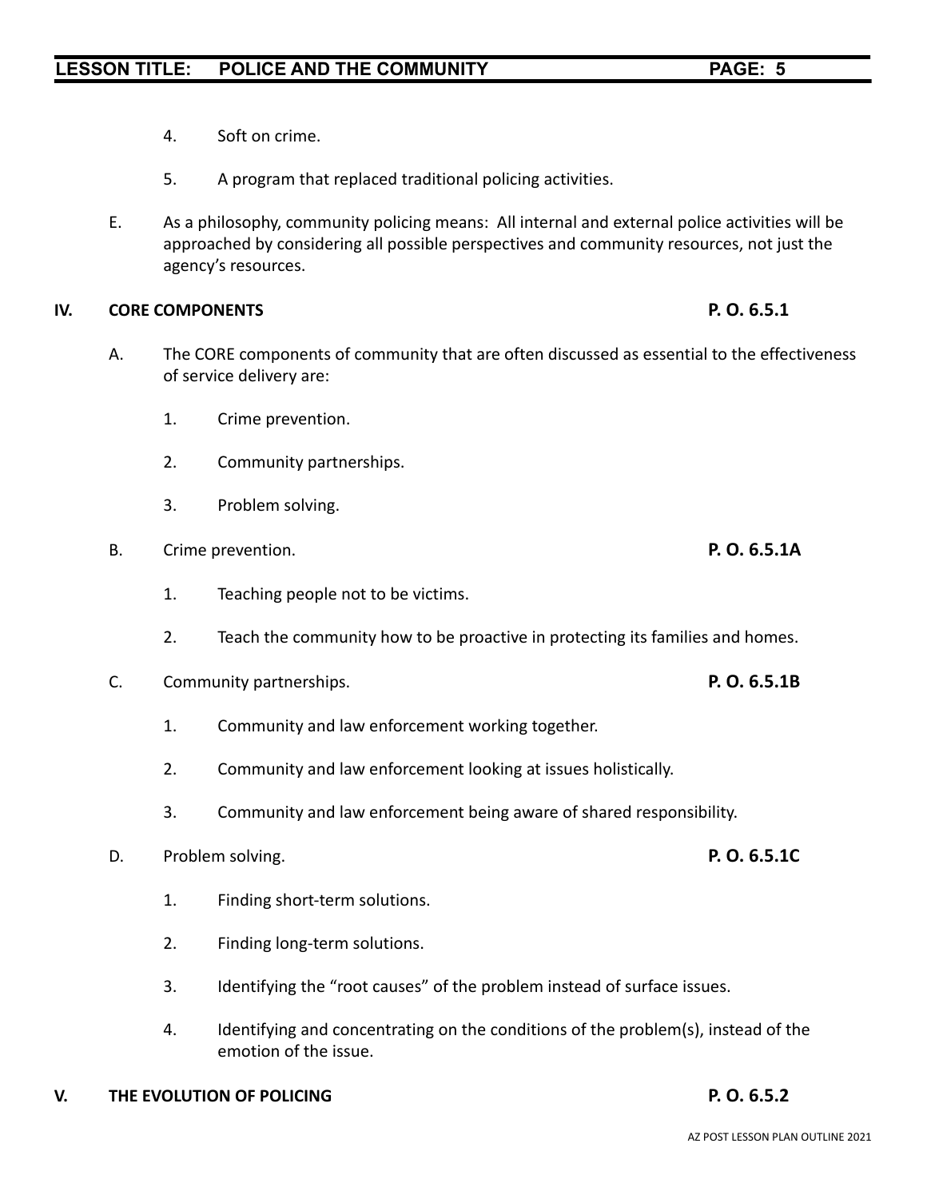4. Soft on crime.

5. A program that replaced traditional policing activities.

E. As a philosophy, community policing means: All internal and external police activities will be approached by considering all possible perspectives and community resources, not just the agency's resources.

## IV. CORE COMPONENTS **P. O. 6.5.1**

A. The CORE components of community that are often discussed as essential to the effectiveness of service delivery are:

1. Crime prevention.

2. Community partnerships.

3. Problem solving.

B. Crime prevention. **P. O. 6.5.1A**

1. Teaching people not to be victims.

2. Teach the community how to be proactive in protecting its families and homes.

C. Community partnerships. **P. O. 6.5.1B**

1. Community and law enforcement working together.

2. Community and law enforcement looking at issues holistically.

3. Community and law enforcement being aware of shared responsibility.

D. Problem solving. **P. O. 6.5.1C**

1. Finding short-term solutions.

2. Finding long-term solutions.

3. Identifying the "root causes" of the problem instead of surface issues.

4. Identifying and concentrating on the conditions of the problem(s), instead of the emotion of the issue.

## V. THE EVOLUTION OF POLICING **P. O. 6.5.2**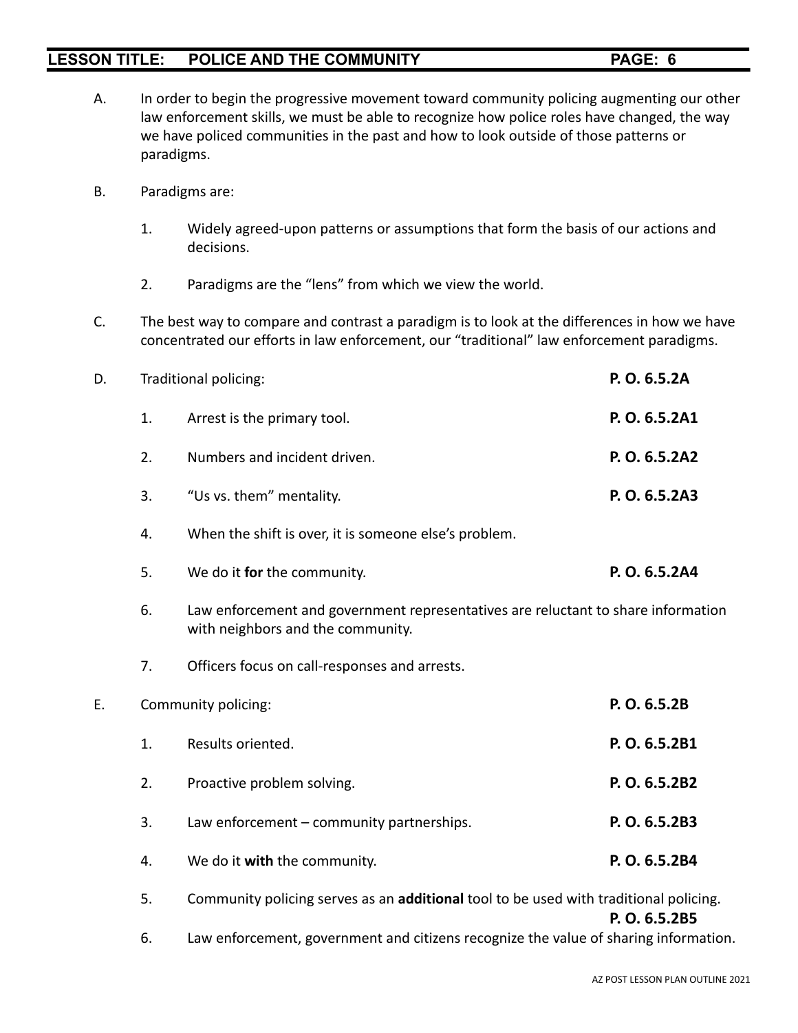A. In order to begin the progressive movement toward community policing augmenting our other law enforcement skills, we must be able to recognize how police roles have changed, the way we have policed communities in the past and how to look outside of those patterns or paradigms.

B. Paradigms are:

   1. Widely agreed-upon patterns or assumptions that form the basis of our actions and decisions.

   2. Paradigms are the "lens" from which we view the world.

C. The best way to compare and contrast a paradigm is to look at the differences in how we have concentrated our efforts in law enforcement, our "traditional" law enforcement paradigms.

D. Traditional policing: **P. O. 6.5.2A**

   1. Arrest is the primary tool. **P. O. 6.5.2A1**

   2. Numbers and incident driven. **P. O. 6.5.2A2**

   3. "Us vs. them" mentality. **P. O. 6.5.2A3**

   4. When the shift is over, it is someone else's problem.

   5. We do it **for** the community. **P. O. 6.5.2A4**

   6. Law enforcement and government representatives are reluctant to share information with neighbors and the community.

   7. Officers focus on call-responses and arrests.

E. Community policing: **P. O. 6.5.2B**

   1. Results oriented. **P. O. 6.5.2B1**

   2. Proactive problem solving. **P. O. 6.5.2B2**

   3. Law enforcement – community partnerships. **P. O. 6.5.2B3**

   4. We do it **with** the community. **P. O. 6.5.2B4**

   5. Community policing serves as an **additional** tool to be used with traditional policing. **P. O. 6.5.2B5**

   6. Law enforcement, government and citizens recognize the value of sharing information.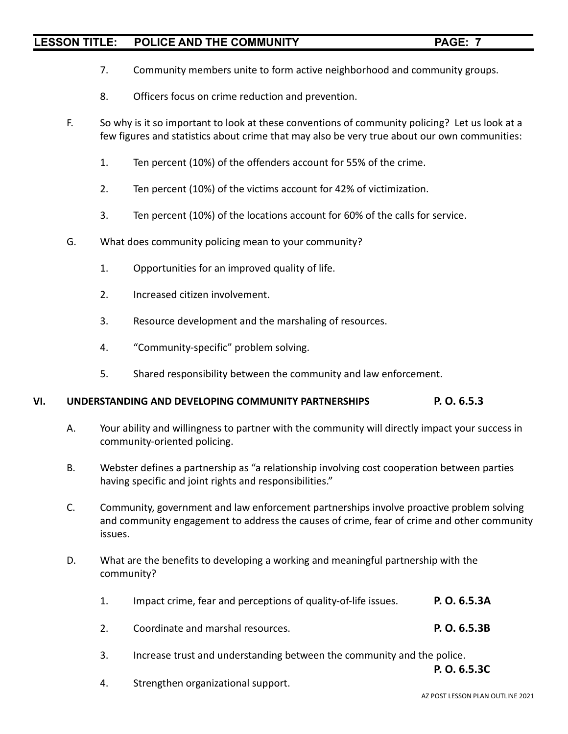7. Community members unite to form active neighborhood and community groups.

8. Officers focus on crime reduction and prevention.

F. So why is it so important to look at these conventions of community policing? Let us look at a few figures and statistics about crime that may also be very true about our own communities:

1. Ten percent (10%) of the offenders account for 55% of the crime.

2. Ten percent (10%) of the victims account for 42% of victimization.

3. Ten percent (10%) of the locations account for 60% of the calls for service.

G. What does community policing mean to your community?

1. Opportunities for an improved quality of life.

2. Increased citizen involvement.

3. Resource development and the marshaling of resources.

4. "Community-specific" problem solving.

5. Shared responsibility between the community and law enforcement.

## VI. UNDERSTANDING AND DEVELOPING COMMUNITY PARTNERSHIPS **P. O. 6.5.3**

A. Your ability and willingness to partner with the community will directly impact your success in community-oriented policing.

B. Webster defines a partnership as "a relationship involving cost cooperation between parties having specific and joint rights and responsibilities."

C. Community, government and law enforcement partnerships involve proactive problem solving and community engagement to address the causes of crime, fear of crime and other community issues.

D. What are the benefits to developing a working and meaningful partnership with the community?

1. Impact crime, fear and perceptions of quality-of-life issues. **P. O. 6.5.3A**

2. Coordinate and marshal resources. **P. O. 6.5.3B**

3. Increase trust and understanding between the community and the police. **P. O. 6.5.3C**

4. Strengthen organizational support.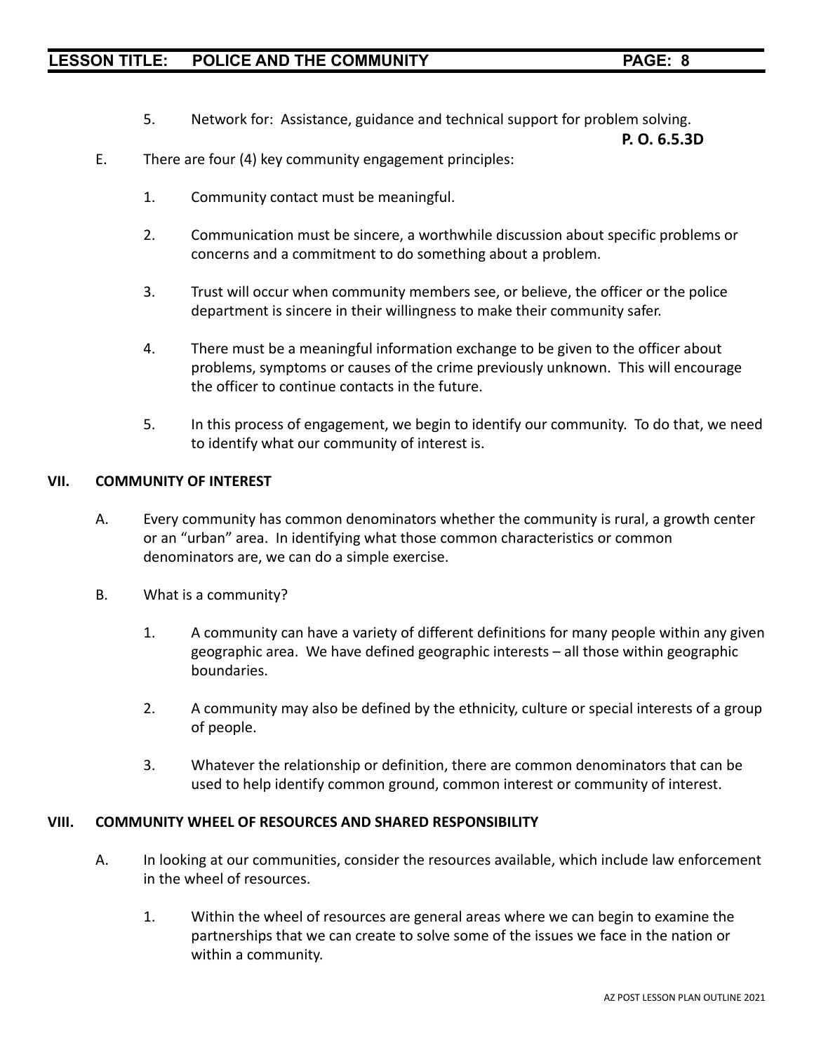5. Network for: Assistance, guidance and technical support for problem solving.

**P. O. 6.5.3D**

E. There are four (4) key community engagement principles:

1. Community contact must be meaningful.

2. Communication must be sincere, a worthwhile discussion about specific problems or concerns and a commitment to do something about a problem.

3. Trust will occur when community members see, or believe, the officer or the police department is sincere in their willingness to make their community safer.

4. There must be a meaningful information exchange to be given to the officer about problems, symptoms or causes of the crime previously unknown. This will encourage the officer to continue contacts in the future.

5. In this process of engagement, we begin to identify our community. To do that, we need to identify what our community of interest is.

## VII. COMMUNITY OF INTEREST

A. Every community has common denominators whether the community is rural, a growth center or an "urban" area. In identifying what those common characteristics or common denominators are, we can do a simple exercise.

B. What is a community?

1. A community can have a variety of different definitions for many people within any given geographic area. We have defined geographic interests – all those within geographic boundaries.

2. A community may also be defined by the ethnicity, culture or special interests of a group of people.

3. Whatever the relationship or definition, there are common denominators that can be used to help identify common ground, common interest or community of interest.

## VIII. COMMUNITY WHEEL OF RESOURCES AND SHARED RESPONSIBILITY

A. In looking at our communities, consider the resources available, which include law enforcement in the wheel of resources.

1. Within the wheel of resources are general areas where we can begin to examine the partnerships that we can create to solve some of the issues we face in the nation or within a community.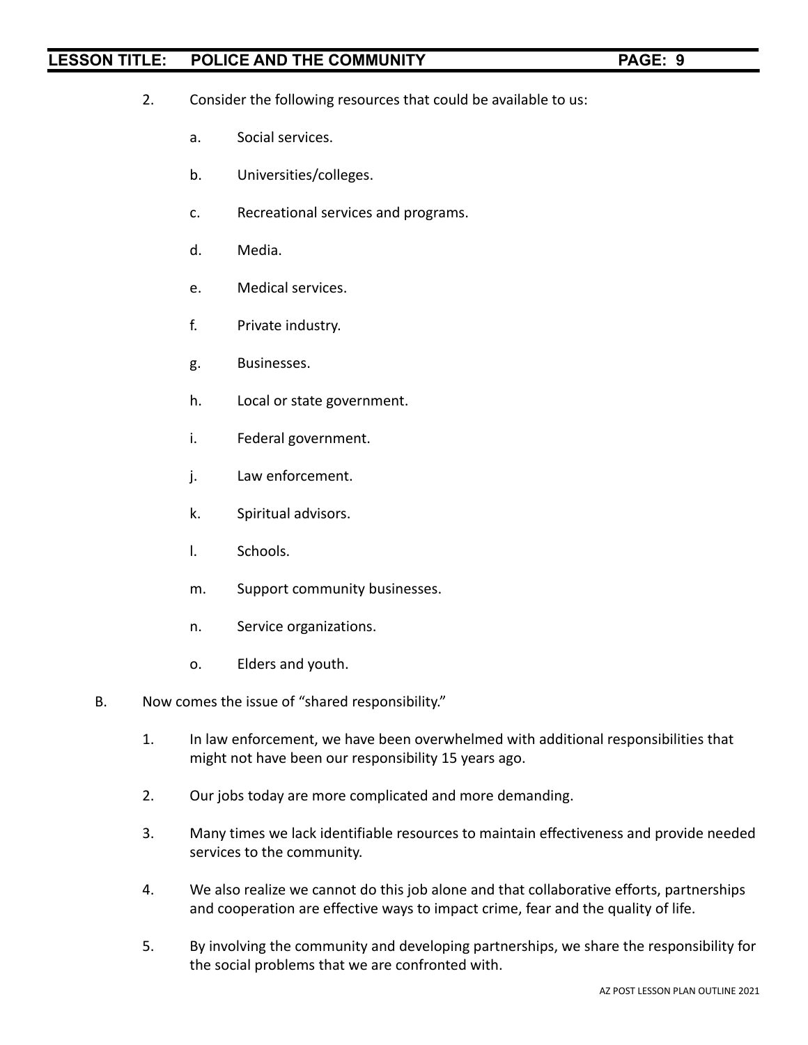2. Consider the following resources that could be available to us:

    a. Social services.

    b. Universities/colleges.

    c. Recreational services and programs.

    d. Media.

    e. Medical services.

    f. Private industry.

    g. Businesses.

    h. Local or state government.

    i. Federal government.

    j. Law enforcement.

    k. Spiritual advisors.

    l. Schools.

    m. Support community businesses.

    n. Service organizations.

    o. Elders and youth.

B. Now comes the issue of "shared responsibility."

1. In law enforcement, we have been overwhelmed with additional responsibilities that might not have been our responsibility 15 years ago.

2. Our jobs today are more complicated and more demanding.

3. Many times we lack identifiable resources to maintain effectiveness and provide needed services to the community.

4. We also realize we cannot do this job alone and that collaborative efforts, partnerships and cooperation are effective ways to impact crime, fear and the quality of life.

5. By involving the community and developing partnerships, we share the responsibility for the social problems that we are confronted with.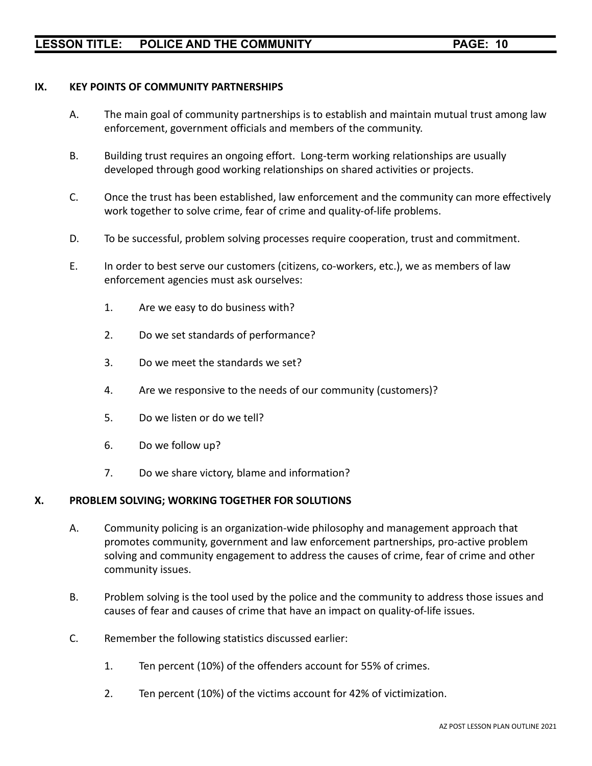## IX. KEY POINTS OF COMMUNITY PARTNERSHIPS

A. The main goal of community partnerships is to establish and maintain mutual trust among law enforcement, government officials and members of the community.

B. Building trust requires an ongoing effort. Long-term working relationships are usually developed through good working relationships on shared activities or projects.

C. Once the trust has been established, law enforcement and the community can more effectively work together to solve crime, fear of crime and quality-of-life problems.

D. To be successful, problem solving processes require cooperation, trust and commitment.

E. In order to best serve our customers (citizens, co-workers, etc.), we as members of law enforcement agencies must ask ourselves:

1. Are we easy to do business with?
2. Do we set standards of performance?
3. Do we meet the standards we set?
4. Are we responsive to the needs of our community (customers)?
5. Do we listen or do we tell?
6. Do we follow up?
7. Do we share victory, blame and information?

## X. PROBLEM SOLVING; WORKING TOGETHER FOR SOLUTIONS

A. Community policing is an organization-wide philosophy and management approach that promotes community, government and law enforcement partnerships, pro-active problem solving and community engagement to address the causes of crime, fear of crime and other community issues.

B. Problem solving is the tool used by the police and the community to address those issues and causes of fear and causes of crime that have an impact on quality-of-life issues.

C. Remember the following statistics discussed earlier:

1. Ten percent (10%) of the offenders account for 55% of crimes.
2. Ten percent (10%) of the victims account for 42% of victimization.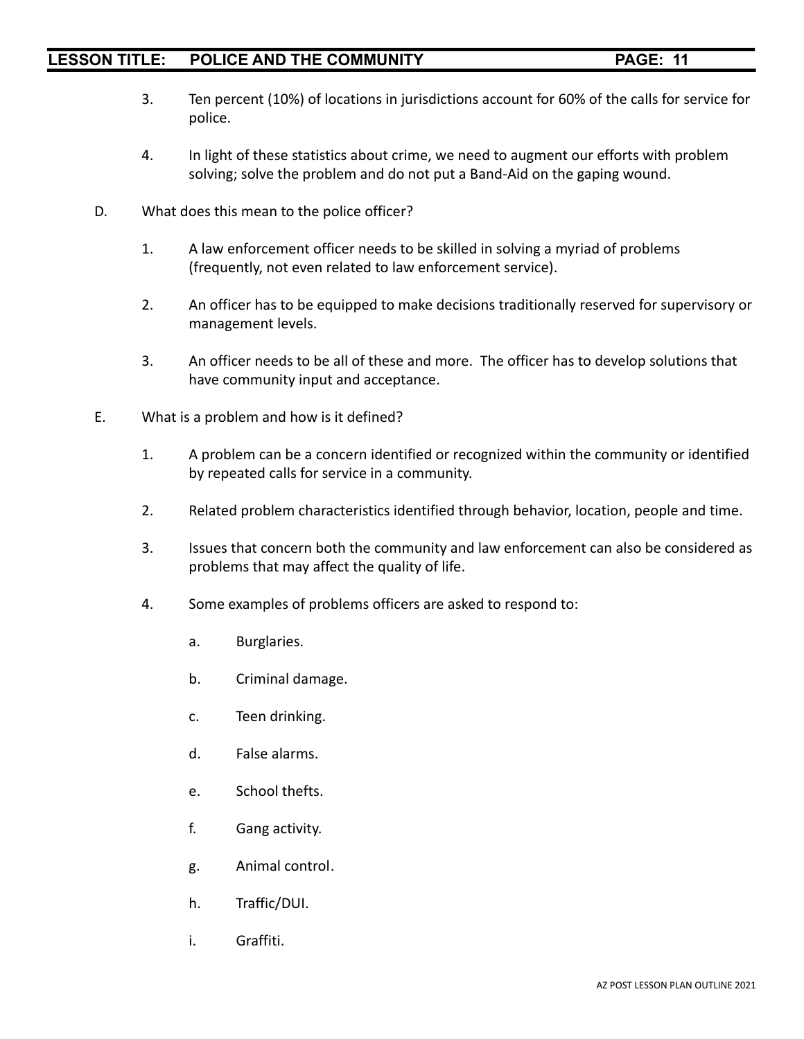3. Ten percent (10%) of locations in jurisdictions account for 60% of the calls for service for police.

4. In light of these statistics about crime, we need to augment our efforts with problem solving; solve the problem and do not put a Band-Aid on the gaping wound.

D. What does this mean to the police officer?

1. A law enforcement officer needs to be skilled in solving a myriad of problems (frequently, not even related to law enforcement service).

2. An officer has to be equipped to make decisions traditionally reserved for supervisory or management levels.

3. An officer needs to be all of these and more. The officer has to develop solutions that have community input and acceptance.

E. What is a problem and how is it defined?

1. A problem can be a concern identified or recognized within the community or identified by repeated calls for service in a community.

2. Related problem characteristics identified through behavior, location, people and time.

3. Issues that concern both the community and law enforcement can also be considered as problems that may affect the quality of life.

4. Some examples of problems officers are asked to respond to:

   a. Burglaries.

   b. Criminal damage.

   c. Teen drinking.

   d. False alarms.

   e. School thefts.

   f. Gang activity.

   g. Animal control.

   h. Traffic/DUI.

   i. Graffiti.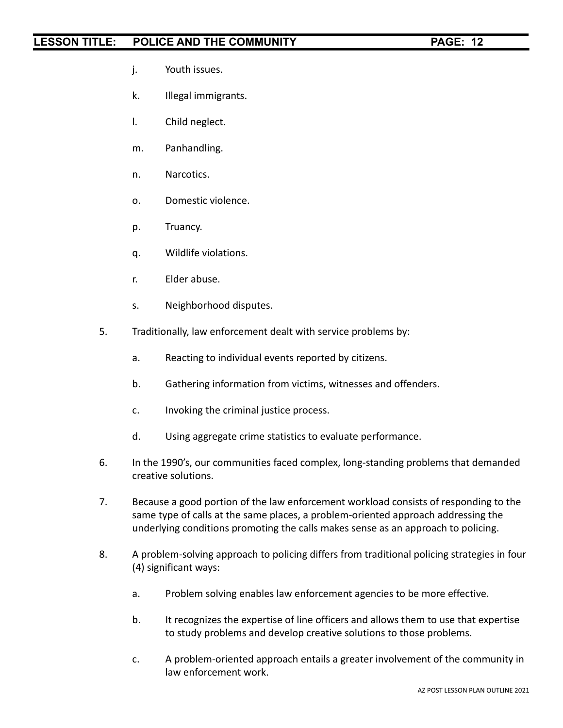j. Youth issues.

k. Illegal immigrants.

l. Child neglect.

m. Panhandling.

n. Narcotics.

o. Domestic violence.

p. Truancy.

q. Wildlife violations.

r. Elder abuse.

s. Neighborhood disputes.

5. Traditionally, law enforcement dealt with service problems by:

   a. Reacting to individual events reported by citizens.

   b. Gathering information from victims, witnesses and offenders.

   c. Invoking the criminal justice process.

   d. Using aggregate crime statistics to evaluate performance.

6. In the 1990's, our communities faced complex, long-standing problems that demanded creative solutions.

7. Because a good portion of the law enforcement workload consists of responding to the same type of calls at the same places, a problem-oriented approach addressing the underlying conditions promoting the calls makes sense as an approach to policing.

8. A problem-solving approach to policing differs from traditional policing strategies in four (4) significant ways:

   a. Problem solving enables law enforcement agencies to be more effective.

   b. It recognizes the expertise of line officers and allows them to use that expertise to study problems and develop creative solutions to those problems.

   c. A problem-oriented approach entails a greater involvement of the community in law enforcement work.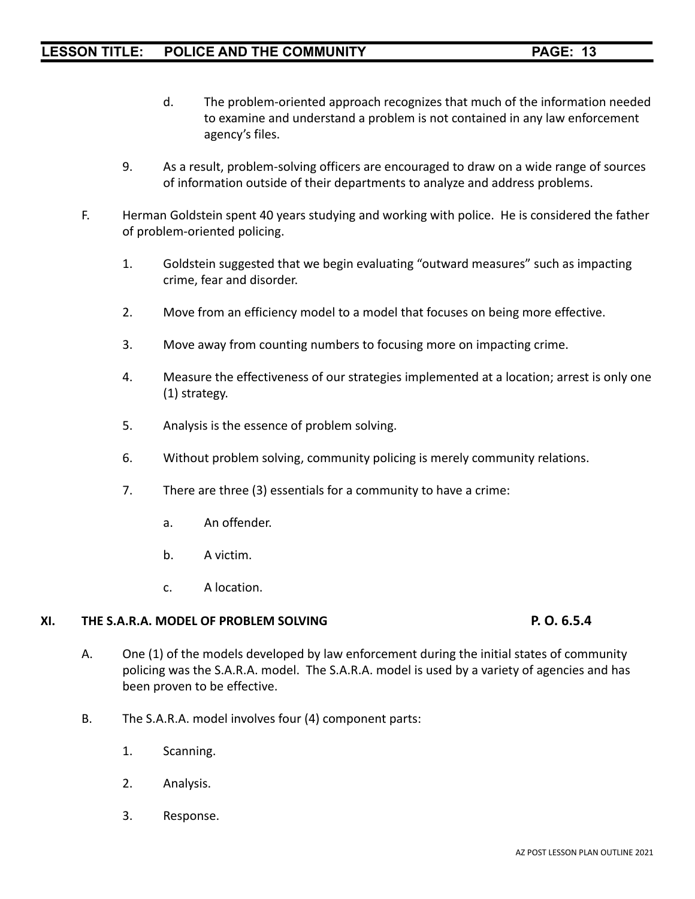d. The problem-oriented approach recognizes that much of the information needed to examine and understand a problem is not contained in any law enforcement agency's files.

9. As a result, problem-solving officers are encouraged to draw on a wide range of sources of information outside of their departments to analyze and address problems.

F. Herman Goldstein spent 40 years studying and working with police. He is considered the father of problem-oriented policing.

1. Goldstein suggested that we begin evaluating "outward measures" such as impacting crime, fear and disorder.

2. Move from an efficiency model to a model that focuses on being more effective.

3. Move away from counting numbers to focusing more on impacting crime.

4. Measure the effectiveness of our strategies implemented at a location; arrest is only one (1) strategy.

5. Analysis is the essence of problem solving.

6. Without problem solving, community policing is merely community relations.

7. There are three (3) essentials for a community to have a crime:

a. An offender.

b. A victim.

c. A location.

## XI. THE S.A.R.A. MODEL OF PROBLEM SOLVING — P. O. 6.5.4

A. One (1) of the models developed by law enforcement during the initial states of community policing was the S.A.R.A. model. The S.A.R.A. model is used by a variety of agencies and has been proven to be effective.

B. The S.A.R.A. model involves four (4) component parts:

1. Scanning.

2. Analysis.

3. Response.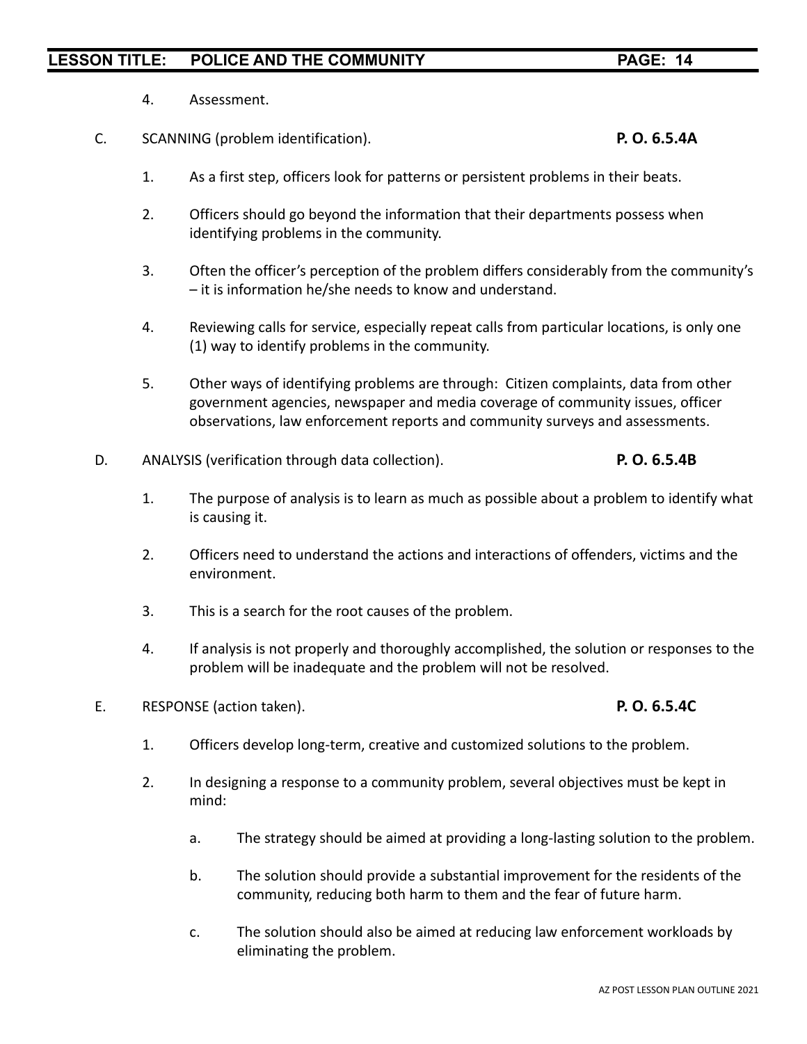4. Assessment.

C. SCANNING (problem identification). **P. O. 6.5.4A**

1. As a first step, officers look for patterns or persistent problems in their beats.

2. Officers should go beyond the information that their departments possess when identifying problems in the community.

3. Often the officer's perception of the problem differs considerably from the community's – it is information he/she needs to know and understand.

4. Reviewing calls for service, especially repeat calls from particular locations, is only one (1) way to identify problems in the community.

5. Other ways of identifying problems are through: Citizen complaints, data from other government agencies, newspaper and media coverage of community issues, officer observations, law enforcement reports and community surveys and assessments.

D. ANALYSIS (verification through data collection). **P. O. 6.5.4B**

1. The purpose of analysis is to learn as much as possible about a problem to identify what is causing it.

2. Officers need to understand the actions and interactions of offenders, victims and the environment.

3. This is a search for the root causes of the problem.

4. If analysis is not properly and thoroughly accomplished, the solution or responses to the problem will be inadequate and the problem will not be resolved.

E. RESPONSE (action taken). **P. O. 6.5.4C**

1. Officers develop long-term, creative and customized solutions to the problem.

2. In designing a response to a community problem, several objectives must be kept in mind:

   a. The strategy should be aimed at providing a long-lasting solution to the problem.

   b. The solution should provide a substantial improvement for the residents of the community, reducing both harm to them and the fear of future harm.

   c. The solution should also be aimed at reducing law enforcement workloads by eliminating the problem.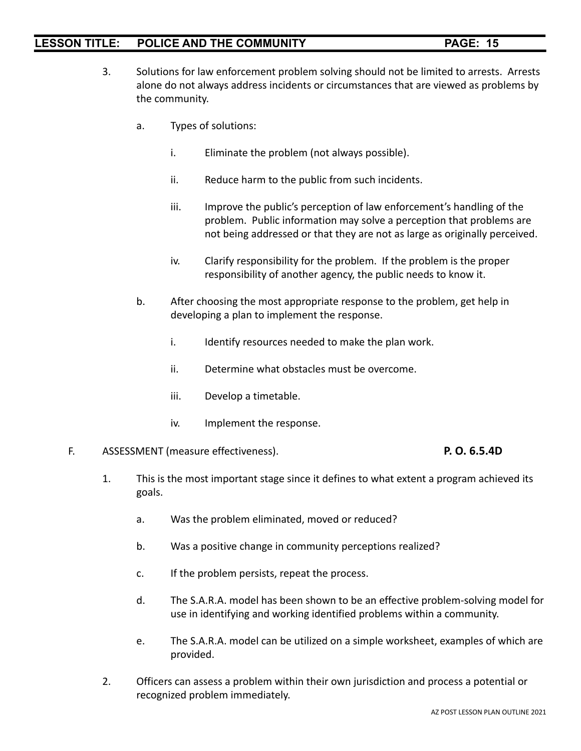3. Solutions for law enforcement problem solving should not be limited to arrests. Arrests alone do not always address incidents or circumstances that are viewed as problems by the community.

    a. Types of solutions:

        i. Eliminate the problem (not always possible).

        ii. Reduce harm to the public from such incidents.

        iii. Improve the public's perception of law enforcement's handling of the problem. Public information may solve a perception that problems are not being addressed or that they are not as large as originally perceived.

        iv. Clarify responsibility for the problem. If the problem is the proper responsibility of another agency, the public needs to know it.

    b. After choosing the most appropriate response to the problem, get help in developing a plan to implement the response.

        i. Identify resources needed to make the plan work.

        ii. Determine what obstacles must be overcome.

        iii. Develop a timetable.

        iv. Implement the response.

F. ASSESSMENT (measure effectiveness). **P. O. 6.5.4D**

1. This is the most important stage since it defines to what extent a program achieved its goals.

    a. Was the problem eliminated, moved or reduced?

    b. Was a positive change in community perceptions realized?

    c. If the problem persists, repeat the process.

    d. The S.A.R.A. model has been shown to be an effective problem-solving model for use in identifying and working identified problems within a community.

    e. The S.A.R.A. model can be utilized on a simple worksheet, examples of which are provided.

2. Officers can assess a problem within their own jurisdiction and process a potential or recognized problem immediately.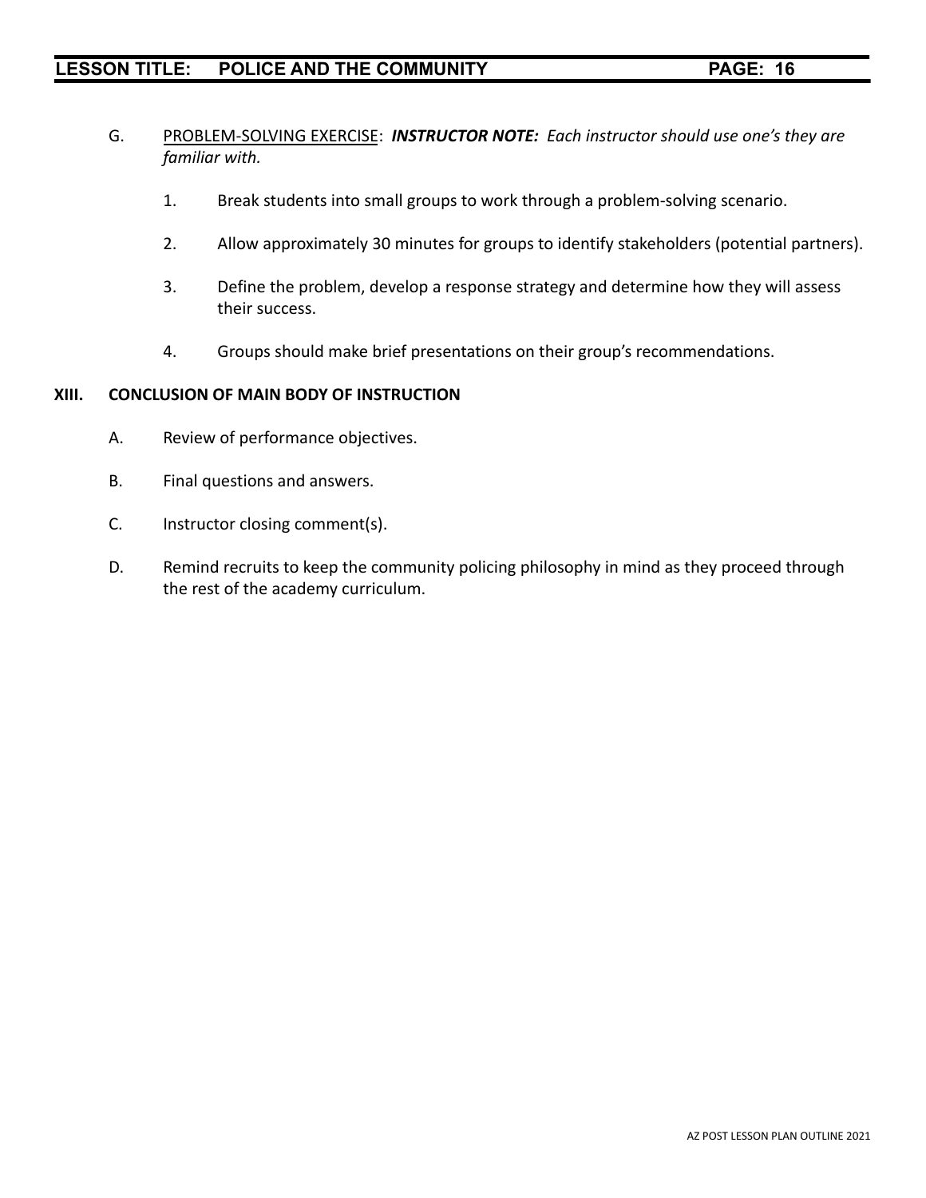G. PROBLEM-SOLVING EXERCISE: ***INSTRUCTOR NOTE:*** *Each instructor should use one's they are familiar with.*

1. Break students into small groups to work through a problem-solving scenario.

2. Allow approximately 30 minutes for groups to identify stakeholders (potential partners).

3. Define the problem, develop a response strategy and determine how they will assess their success.

4. Groups should make brief presentations on their group's recommendations.

## XIII. CONCLUSION OF MAIN BODY OF INSTRUCTION

A. Review of performance objectives.

B. Final questions and answers.

C. Instructor closing comment(s).

D. Remind recruits to keep the community policing philosophy in mind as they proceed through the rest of the academy curriculum.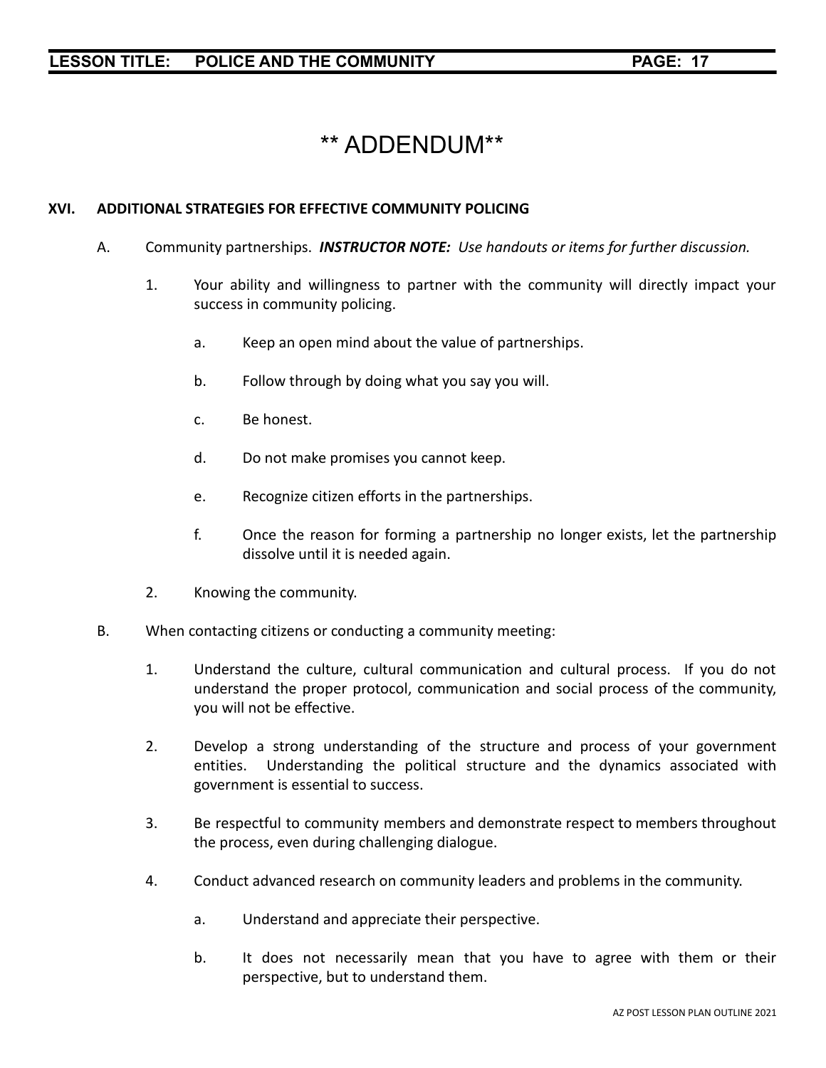# ** ADDENDUM**

## XVI. ADDITIONAL STRATEGIES FOR EFFECTIVE COMMUNITY POLICING

A. Community partnerships. ***INSTRUCTOR NOTE:*** *Use handouts or items for further discussion.*

1. Your ability and willingness to partner with the community will directly impact your success in community policing.

   a. Keep an open mind about the value of partnerships.

   b. Follow through by doing what you say you will.

   c. Be honest.

   d. Do not make promises you cannot keep.

   e. Recognize citizen efforts in the partnerships.

   f. Once the reason for forming a partnership no longer exists, let the partnership dissolve until it is needed again.

2. Knowing the community.

B. When contacting citizens or conducting a community meeting:

1. Understand the culture, cultural communication and cultural process. If you do not understand the proper protocol, communication and social process of the community, you will not be effective.

2. Develop a strong understanding of the structure and process of your government entities. Understanding the political structure and the dynamics associated with government is essential to success.

3. Be respectful to community members and demonstrate respect to members throughout the process, even during challenging dialogue.

4. Conduct advanced research on community leaders and problems in the community.

   a. Understand and appreciate their perspective.

   b. It does not necessarily mean that you have to agree with them or their perspective, but to understand them.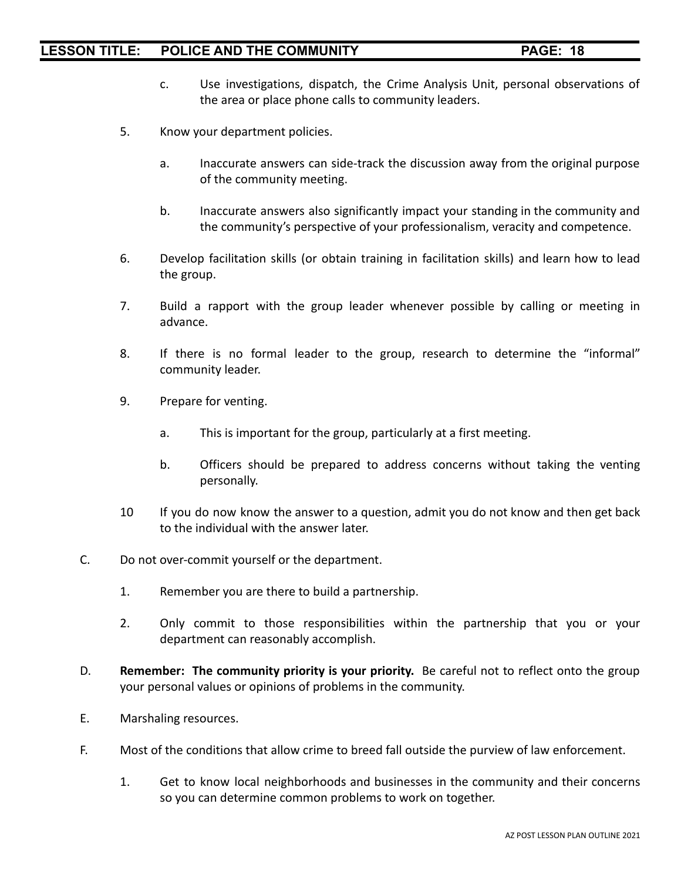c. Use investigations, dispatch, the Crime Analysis Unit, personal observations of the area or place phone calls to community leaders.

5. Know your department policies.

   a. Inaccurate answers can side-track the discussion away from the original purpose of the community meeting.

   b. Inaccurate answers also significantly impact your standing in the community and the community's perspective of your professionalism, veracity and competence.

6. Develop facilitation skills (or obtain training in facilitation skills) and learn how to lead the group.

7. Build a rapport with the group leader whenever possible by calling or meeting in advance.

8. If there is no formal leader to the group, research to determine the "informal" community leader.

9. Prepare for venting.

   a. This is important for the group, particularly at a first meeting.

   b. Officers should be prepared to address concerns without taking the venting personally.

10 If you do now know the answer to a question, admit you do not know and then get back to the individual with the answer later.

C. Do not over-commit yourself or the department.

   1. Remember you are there to build a partnership.

   2. Only commit to those responsibilities within the partnership that you or your department can reasonably accomplish.

D. **Remember: The community priority is your priority.** Be careful not to reflect onto the group your personal values or opinions of problems in the community.

E. Marshaling resources.

F. Most of the conditions that allow crime to breed fall outside the purview of law enforcement.

   1. Get to know local neighborhoods and businesses in the community and their concerns so you can determine common problems to work on together.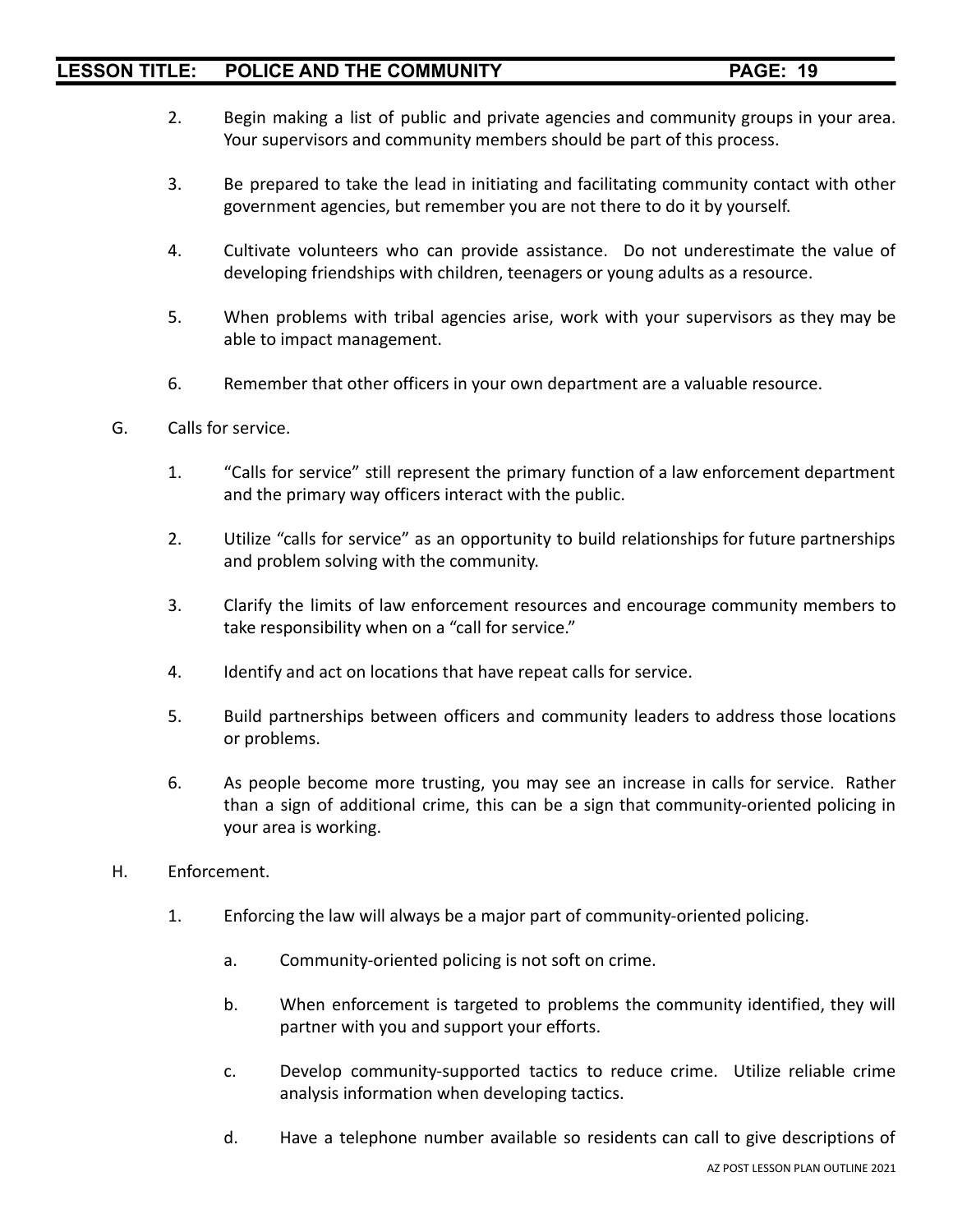2. Begin making a list of public and private agencies and community groups in your area. Your supervisors and community members should be part of this process.

3. Be prepared to take the lead in initiating and facilitating community contact with other government agencies, but remember you are not there to do it by yourself.

4. Cultivate volunteers who can provide assistance. Do not underestimate the value of developing friendships with children, teenagers or young adults as a resource.

5. When problems with tribal agencies arise, work with your supervisors as they may be able to impact management.

6. Remember that other officers in your own department are a valuable resource.

G. Calls for service.

1. "Calls for service" still represent the primary function of a law enforcement department and the primary way officers interact with the public.

2. Utilize "calls for service" as an opportunity to build relationships for future partnerships and problem solving with the community.

3. Clarify the limits of law enforcement resources and encourage community members to take responsibility when on a "call for service."

4. Identify and act on locations that have repeat calls for service.

5. Build partnerships between officers and community leaders to address those locations or problems.

6. As people become more trusting, you may see an increase in calls for service. Rather than a sign of additional crime, this can be a sign that community-oriented policing in your area is working.

H. Enforcement.

1. Enforcing the law will always be a major part of community-oriented policing.

   a. Community-oriented policing is not soft on crime.

   b. When enforcement is targeted to problems the community identified, they will partner with you and support your efforts.

   c. Develop community-supported tactics to reduce crime. Utilize reliable crime analysis information when developing tactics.

   d. Have a telephone number available so residents can call to give descriptions of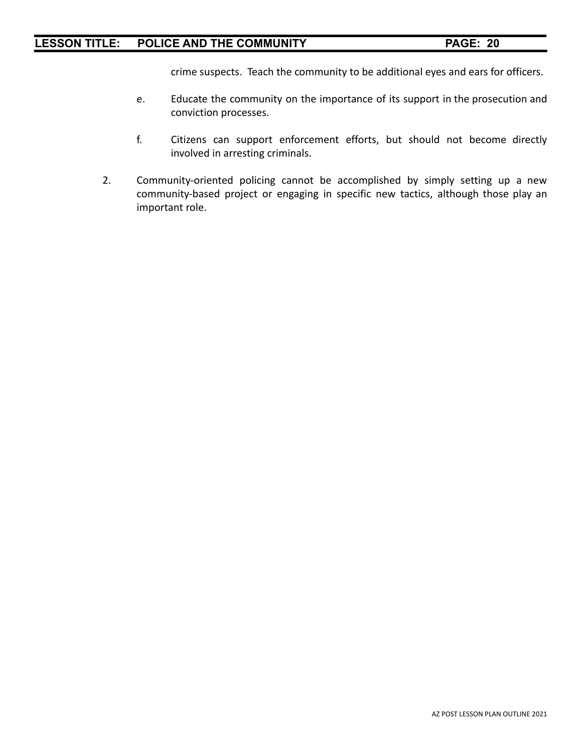crime suspects. Teach the community to be additional eyes and ears for officers.

e. Educate the community on the importance of its support in the prosecution and conviction processes.

f. Citizens can support enforcement efforts, but should not become directly involved in arresting criminals.

2. Community-oriented policing cannot be accomplished by simply setting up a new community-based project or engaging in specific new tactics, although those play an important role.